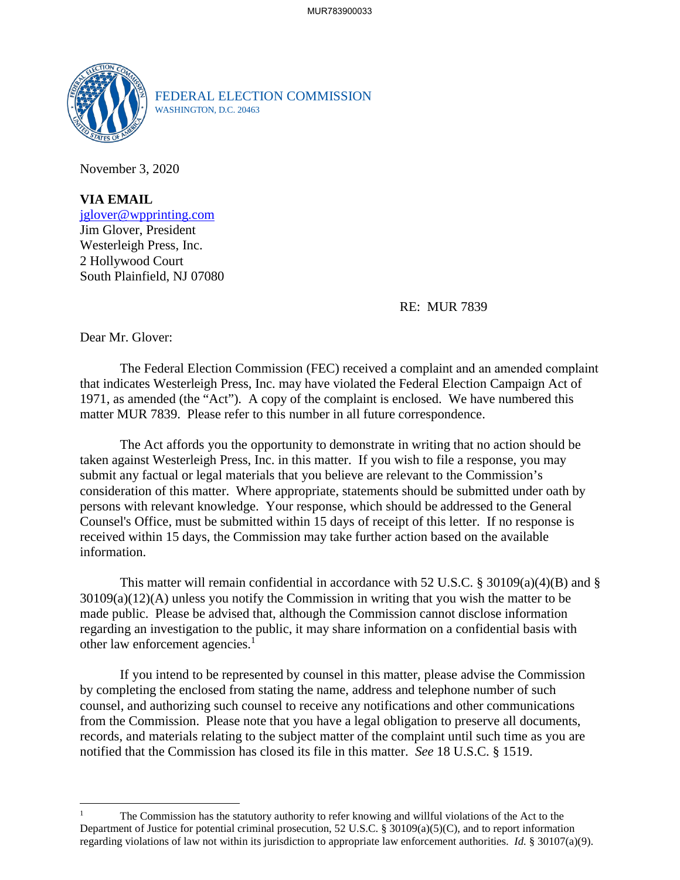FEDERAL ELECTION COMMISSION
WASHINGTON, D.C. 20463

November 3, 2020

**VIA EMAIL**
jglover@wpprinting.com
Jim Glover, President
Westerleigh Press, Inc.
2 Hollywood Court
South Plainfield, NJ 07080

RE: MUR 7839

Dear Mr. Glover:

The Federal Election Commission (FEC) received a complaint and an amended complaint that indicates Westerleigh Press, Inc. may have violated the Federal Election Campaign Act of 1971, as amended (the "Act"). A copy of the complaint is enclosed. We have numbered this matter MUR 7839. Please refer to this number in all future correspondence.

The Act affords you the opportunity to demonstrate in writing that no action should be taken against Westerleigh Press, Inc. in this matter. If you wish to file a response, you may submit any factual or legal materials that you believe are relevant to the Commission's consideration of this matter. Where appropriate, statements should be submitted under oath by persons with relevant knowledge. Your response, which should be addressed to the General Counsel's Office, must be submitted within 15 days of receipt of this letter. If no response is received within 15 days, the Commission may take further action based on the available information.

This matter will remain confidential in accordance with 52 U.S.C. § 30109(a)(4)(B) and § 30109(a)(12)(A) unless you notify the Commission in writing that you wish the matter to be made public. Please be advised that, although the Commission cannot disclose information regarding an investigation to the public, it may share information on a confidential basis with other law enforcement agencies.[1]

If you intend to be represented by counsel in this matter, please advise the Commission by completing the enclosed from stating the name, address and telephone number of such counsel, and authorizing such counsel to receive any notifications and other communications from the Commission. Please note that you have a legal obligation to preserve all documents, records, and materials relating to the subject matter of the complaint until such time as you are notified that the Commission has closed its file in this matter. *See* 18 U.S.C. § 1519.

---

[1] The Commission has the statutory authority to refer knowing and willful violations of the Act to the Department of Justice for potential criminal prosecution, 52 U.S.C. § 30109(a)(5)(C), and to report information regarding violations of law not within its jurisdiction to appropriate law enforcement authorities. *Id.* § 30107(a)(9).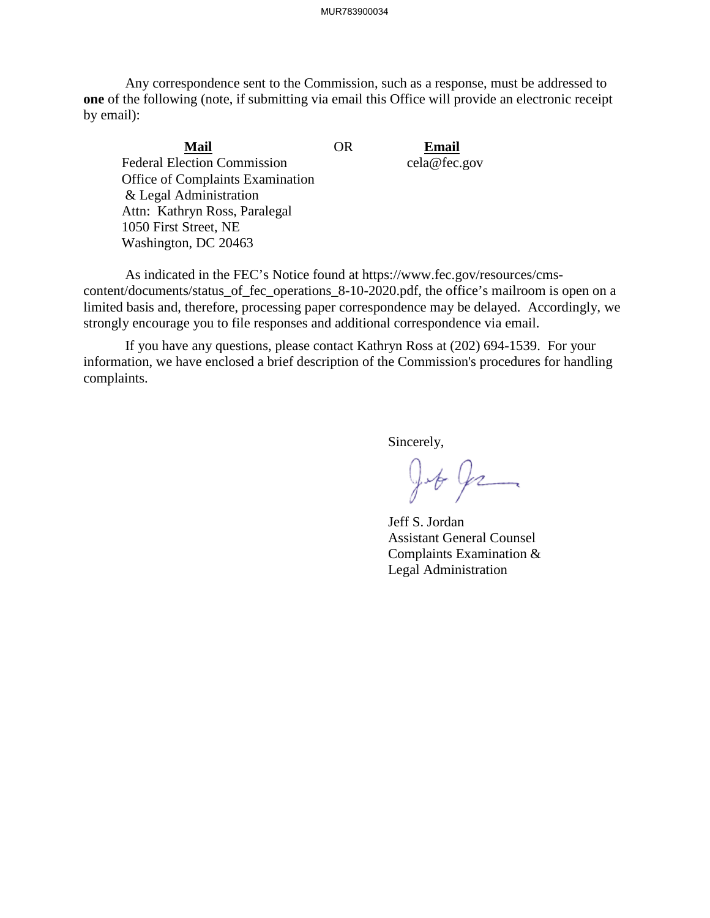Any correspondence sent to the Commission, such as a response, must be addressed to **one** of the following (note, if submitting via email this Office will provide an electronic receipt by email):

| **Mail** | OR | **Email** |
|---|---|---|
| Federal Election Commission<br>Office of Complaints Examination<br>& Legal Administration<br>Attn: Kathryn Ross, Paralegal<br>1050 First Street, NE<br>Washington, DC 20463 | | cela@fec.gov |

As indicated in the FEC's Notice found at https://www.fec.gov/resources/cms-content/documents/status_of_fec_operations_8-10-2020.pdf, the office's mailroom is open on a limited basis and, therefore, processing paper correspondence may be delayed. Accordingly, we strongly encourage you to file responses and additional correspondence via email.

If you have any questions, please contact Kathryn Ross at (202) 694-1539. For your information, we have enclosed a brief description of the Commission's procedures for handling complaints.

Sincerely,

Jeff S. Jordan
Assistant General Counsel
Complaints Examination &
Legal Administration